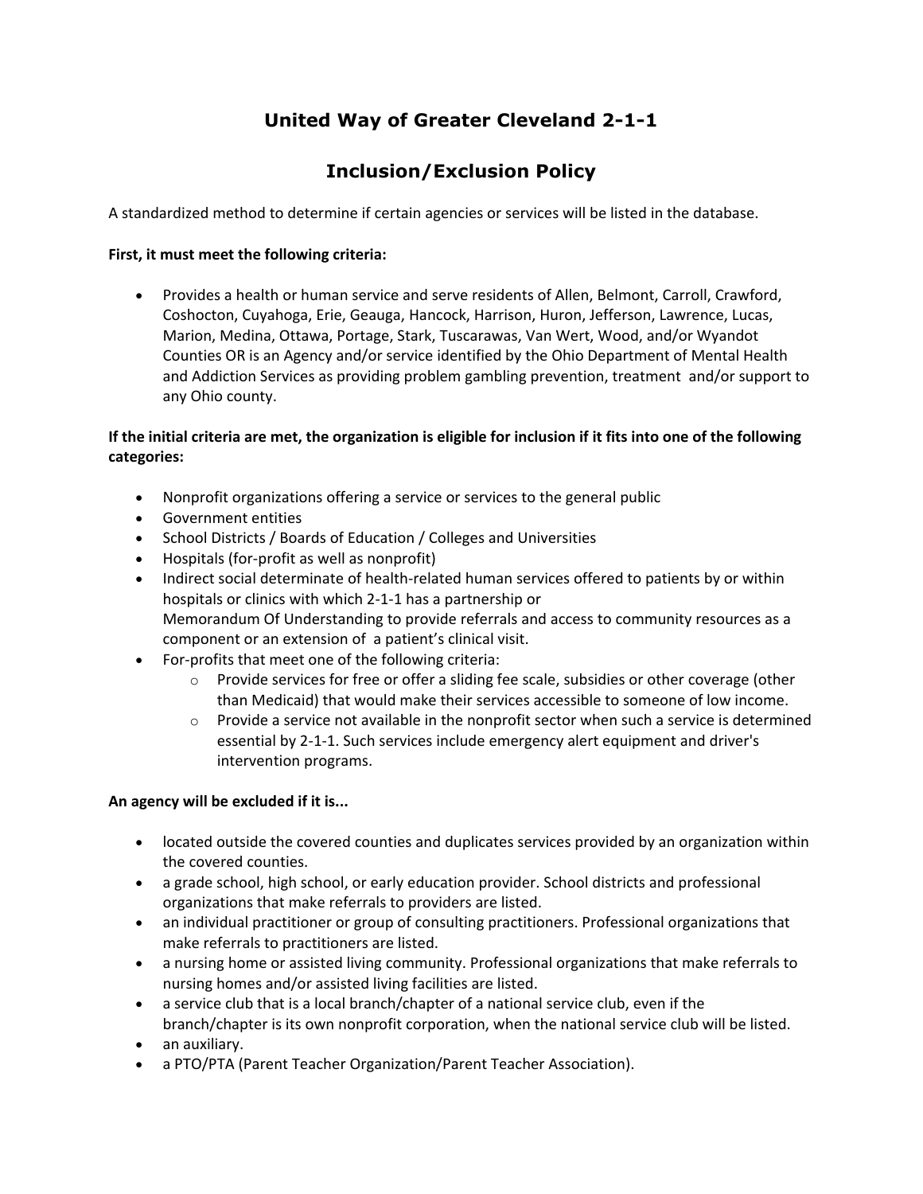# United Way of Greater Cleveland 2-1-1

## Inclusion/Exclusion Policy

A standardized method to determine if certain agencies or services will be listed in the database.

**First, it must meet the following criteria:**

- Provides a health or human service and serve residents of Allen, Belmont, Carroll, Crawford, Coshocton, Cuyahoga, Erie, Geauga, Hancock, Harrison, Huron, Jefferson, Lawrence, Lucas, Marion, Medina, Ottawa, Portage, Stark, Tuscarawas, Van Wert, Wood, and/or Wyandot Counties OR is an Agency and/or service identified by the Ohio Department of Mental Health and Addiction Services as providing problem gambling prevention, treatment and/or support to any Ohio county.

**If the initial criteria are met, the organization is eligible for inclusion if it fits into one of the following categories:**

- Nonprofit organizations offering a service or services to the general public
- Government entities
- School Districts / Boards of Education / Colleges and Universities
- Hospitals (for-profit as well as nonprofit)
- Indirect social determinate of health-related human services offered to patients by or within hospitals or clinics with which 2-1-1 has a partnership or Memorandum Of Understanding to provide referrals and access to community resources as a component or an extension of a patient's clinical visit.
- For-profits that meet one of the following criteria:
  - Provide services for free or offer a sliding fee scale, subsidies or other coverage (other than Medicaid) that would make their services accessible to someone of low income.
  - Provide a service not available in the nonprofit sector when such a service is determined essential by 2-1-1. Such services include emergency alert equipment and driver's intervention programs.

**An agency will be excluded if it is...**

- located outside the covered counties and duplicates services provided by an organization within the covered counties.
- a grade school, high school, or early education provider. School districts and professional organizations that make referrals to providers are listed.
- an individual practitioner or group of consulting practitioners. Professional organizations that make referrals to practitioners are listed.
- a nursing home or assisted living community. Professional organizations that make referrals to nursing homes and/or assisted living facilities are listed.
- a service club that is a local branch/chapter of a national service club, even if the branch/chapter is its own nonprofit corporation, when the national service club will be listed.
- an auxiliary.
- a PTO/PTA (Parent Teacher Organization/Parent Teacher Association).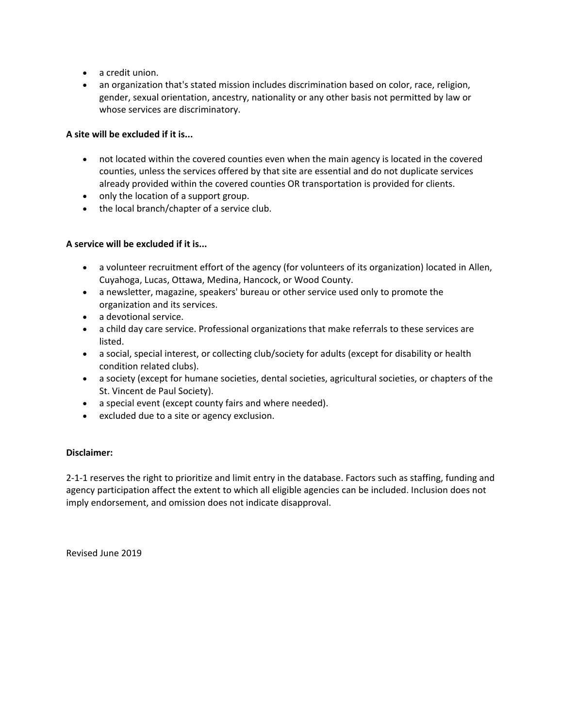- a credit union.
- an organization that's stated mission includes discrimination based on color, race, religion, gender, sexual orientation, ancestry, nationality or any other basis not permitted by law or whose services are discriminatory.

**A site will be excluded if it is...**

- not located within the covered counties even when the main agency is located in the covered counties, unless the services offered by that site are essential and do not duplicate services already provided within the covered counties OR transportation is provided for clients.
- only the location of a support group.
- the local branch/chapter of a service club.

**A service will be excluded if it is...**

- a volunteer recruitment effort of the agency (for volunteers of its organization) located in Allen, Cuyahoga, Lucas, Ottawa, Medina, Hancock, or Wood County.
- a newsletter, magazine, speakers' bureau or other service used only to promote the organization and its services.
- a devotional service.
- a child day care service. Professional organizations that make referrals to these services are listed.
- a social, special interest, or collecting club/society for adults (except for disability or health condition related clubs).
- a society (except for humane societies, dental societies, agricultural societies, or chapters of the St. Vincent de Paul Society).
- a special event (except county fairs and where needed).
- excluded due to a site or agency exclusion.

**Disclaimer:**

2-1-1 reserves the right to prioritize and limit entry in the database. Factors such as staffing, funding and agency participation affect the extent to which all eligible agencies can be included. Inclusion does not imply endorsement, and omission does not indicate disapproval.

Revised June 2019